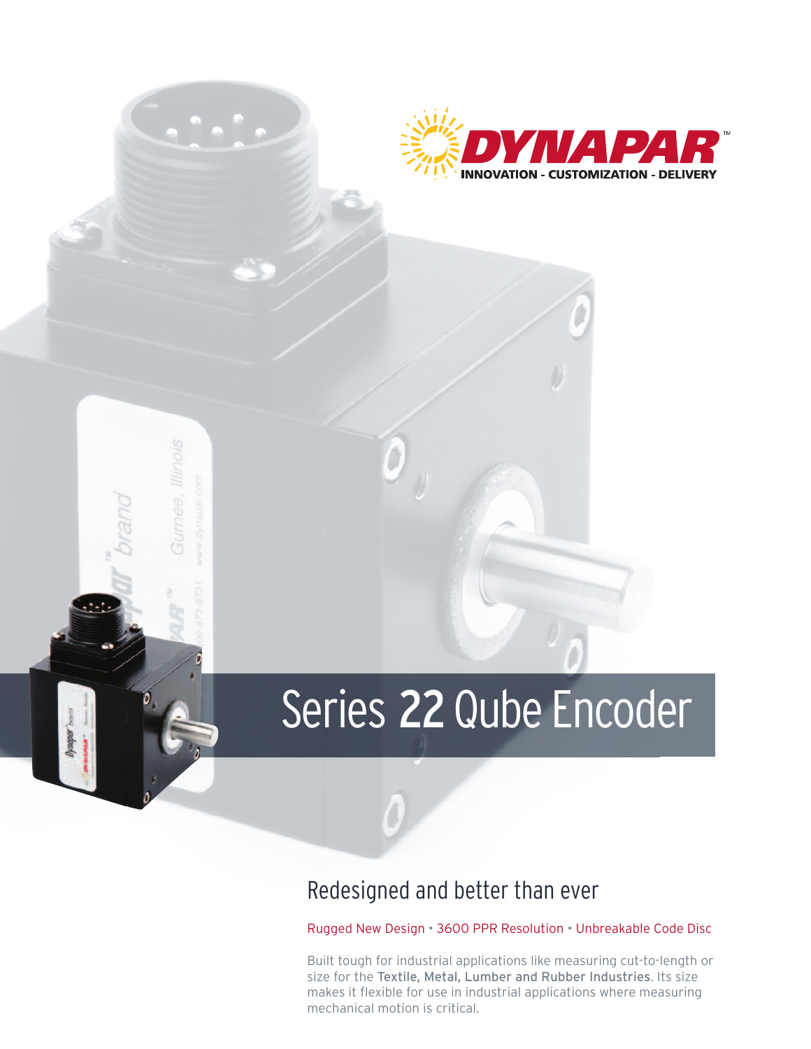DYNAPAR™
INNOVATION - CUSTOMIZATION - DELIVERY

# Series 22 Qube Encoder

## Redesigned and better than ever

Rugged New Design • 3600 PPR Resolution • Unbreakable Code Disc

Built tough for industrial applications like measuring cut-to-length or size for the **Textile, Metal, Lumber and Rubber Industries**. Its size makes it flexible for use in industrial applications where measuring mechanical motion is critical.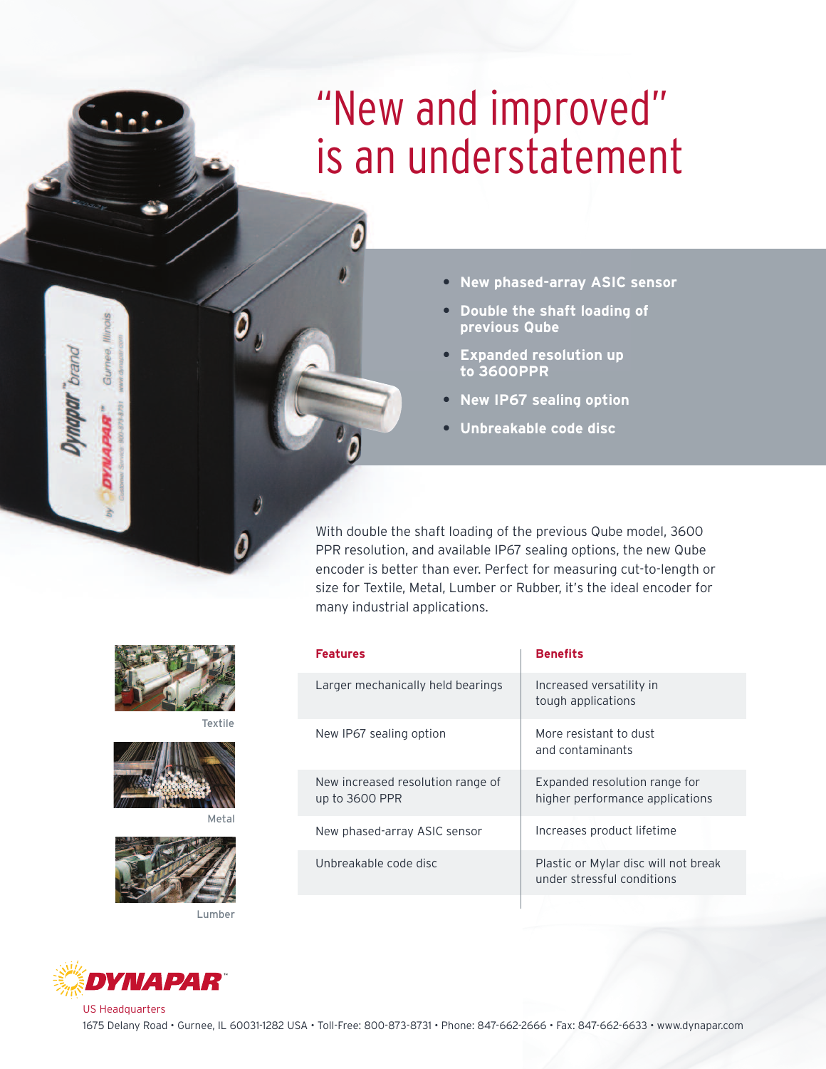# "New and improved" is an understatement

- **New phased-array ASIC sensor**
- **Double the shaft loading of previous Qube**
- **Expanded resolution up to 3600PPR**
- **New IP67 sealing option**
- **Unbreakable code disc**

With double the shaft loading of the previous Qube model, 3600 PPR resolution, and available IP67 sealing options, the new Qube encoder is better than ever. Perfect for measuring cut-to-length or size for Textile, Metal, Lumber or Rubber, it's the ideal encoder for many industrial applications.

| Features | Benefits |
|---|---|
| Larger mechanically held bearings | Increased versatility in tough applications |
| New IP67 sealing option | More resistant to dust and contaminants |
| New increased resolution range of up to 3600 PPR | Expanded resolution range for higher performance applications |
| New phased-array ASIC sensor | Increases product lifetime |
| Unbreakable code disc | Plastic or Mylar disc will not break under stressful conditions |

Textile

Metal

Lumber

**DYNAPAR**™

US Headquarters

1675 Delany Road • Gurnee, IL 60031-1282 USA • Toll-Free: 800-873-8731 • Phone: 847-662-2666 • Fax: 847-662-6633 • www.dynapar.com